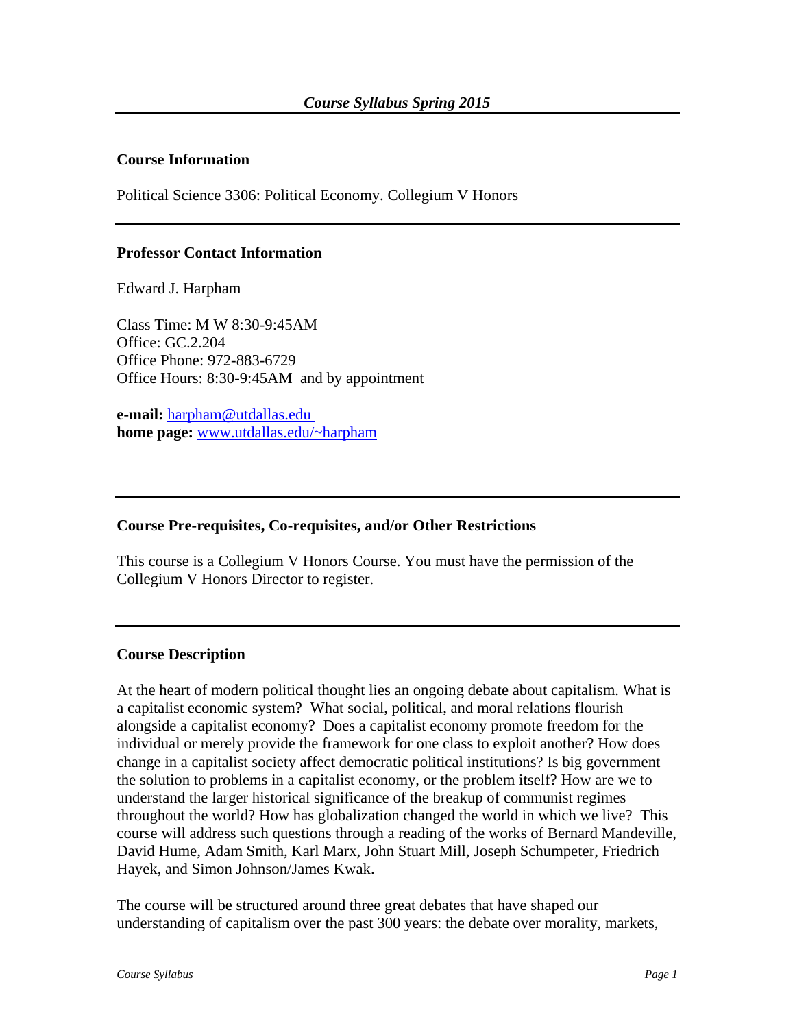*Course Syllabus Spring 2015*

## Course Information

Political Science 3306: Political Economy. Collegium V Honors

## Professor Contact Information

Edward J. Harpham

Class Time: M W 8:30-9:45AM
Office: GC.2.204
Office Phone: 972-883-6729
Office Hours: 8:30-9:45AM and by appointment

**e-mail:** harpham@utdallas.edu
**home page:** www.utdallas.edu/~harpham

## Course Pre-requisites, Co-requisites, and/or Other Restrictions

This course is a Collegium V Honors Course. You must have the permission of the Collegium V Honors Director to register.

## Course Description

At the heart of modern political thought lies an ongoing debate about capitalism. What is a capitalist economic system? What social, political, and moral relations flourish alongside a capitalist economy? Does a capitalist economy promote freedom for the individual or merely provide the framework for one class to exploit another? How does change in a capitalist society affect democratic political institutions? Is big government the solution to problems in a capitalist economy, or the problem itself? How are we to understand the larger historical significance of the breakup of communist regimes throughout the world? How has globalization changed the world in which we live? This course will address such questions through a reading of the works of Bernard Mandeville, David Hume, Adam Smith, Karl Marx, John Stuart Mill, Joseph Schumpeter, Friedrich Hayek, and Simon Johnson/James Kwak.

The course will be structured around three great debates that have shaped our understanding of capitalism over the past 300 years: the debate over morality, markets,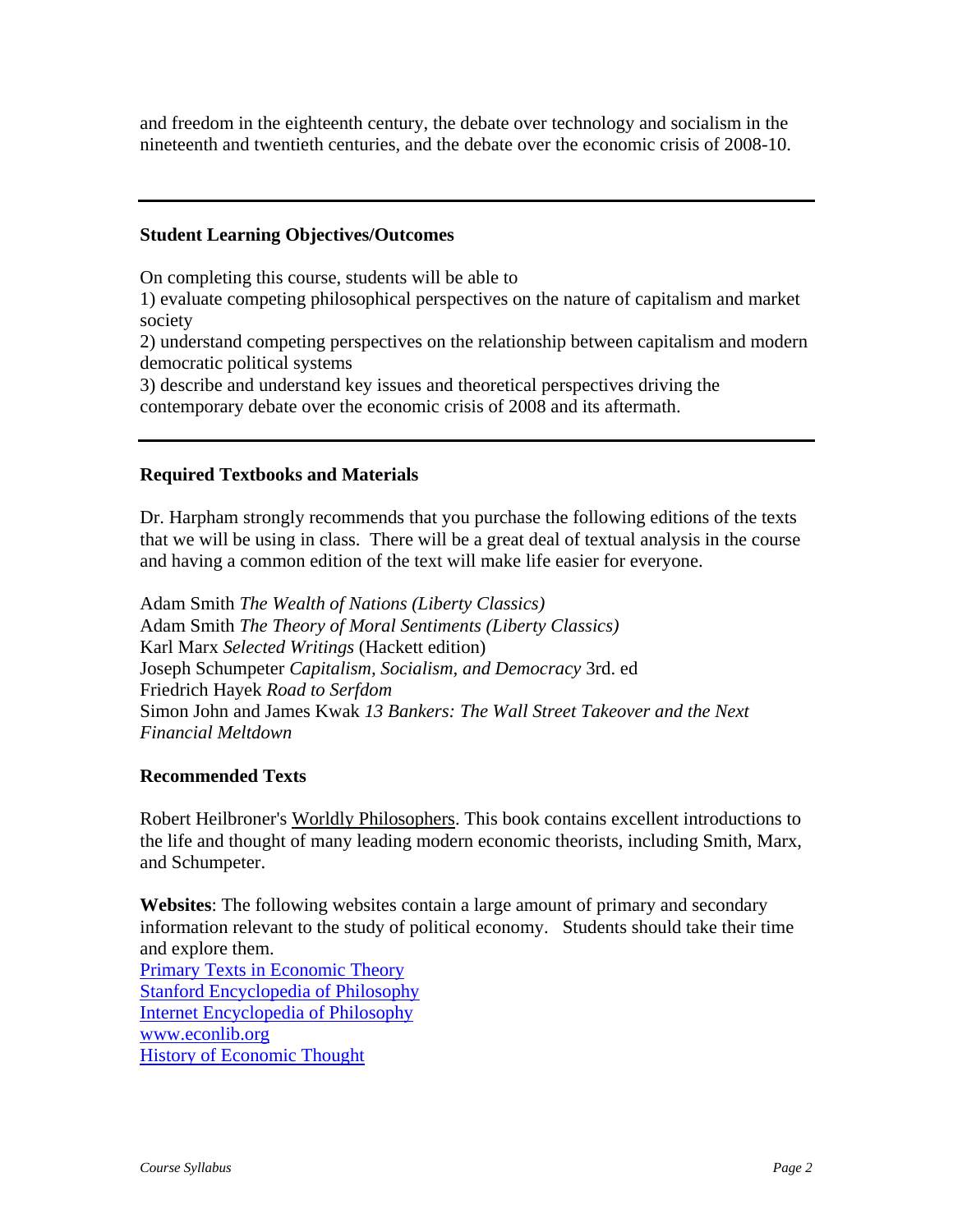and freedom in the eighteenth century, the debate over technology and socialism in the nineteenth and twentieth centuries, and the debate over the economic crisis of 2008-10.

---

**Student Learning Objectives/Outcomes**

On completing this course, students will be able to
1) evaluate competing philosophical perspectives on the nature of capitalism and market society
2) understand competing perspectives on the relationship between capitalism and modern democratic political systems
3) describe and understand key issues and theoretical perspectives driving the contemporary debate over the economic crisis of 2008 and its aftermath.

---

**Required Textbooks and Materials**

Dr. Harpham strongly recommends that you purchase the following editions of the texts that we will be using in class. There will be a great deal of textual analysis in the course and having a common edition of the text will make life easier for everyone.

Adam Smith *The Wealth of Nations (Liberty Classics)*
Adam Smith *The Theory of Moral Sentiments (Liberty Classics)*
Karl Marx *Selected Writings* (Hackett edition)
Joseph Schumpeter *Capitalism, Socialism, and Democracy* 3rd. ed
Friedrich Hayek *Road to Serfdom*
Simon John and James Kwak *13 Bankers: The Wall Street Takeover and the Next Financial Meltdown*

**Recommended Texts**

Robert Heilbroner's Worldly Philosophers. This book contains excellent introductions to the life and thought of many leading modern economic theorists, including Smith, Marx, and Schumpeter.

**Websites**: The following websites contain a large amount of primary and secondary information relevant to the study of political economy. Students should take their time and explore them.
Primary Texts in Economic Theory
Stanford Encyclopedia of Philosophy
Internet Encyclopedia of Philosophy
www.econlib.org
History of Economic Thought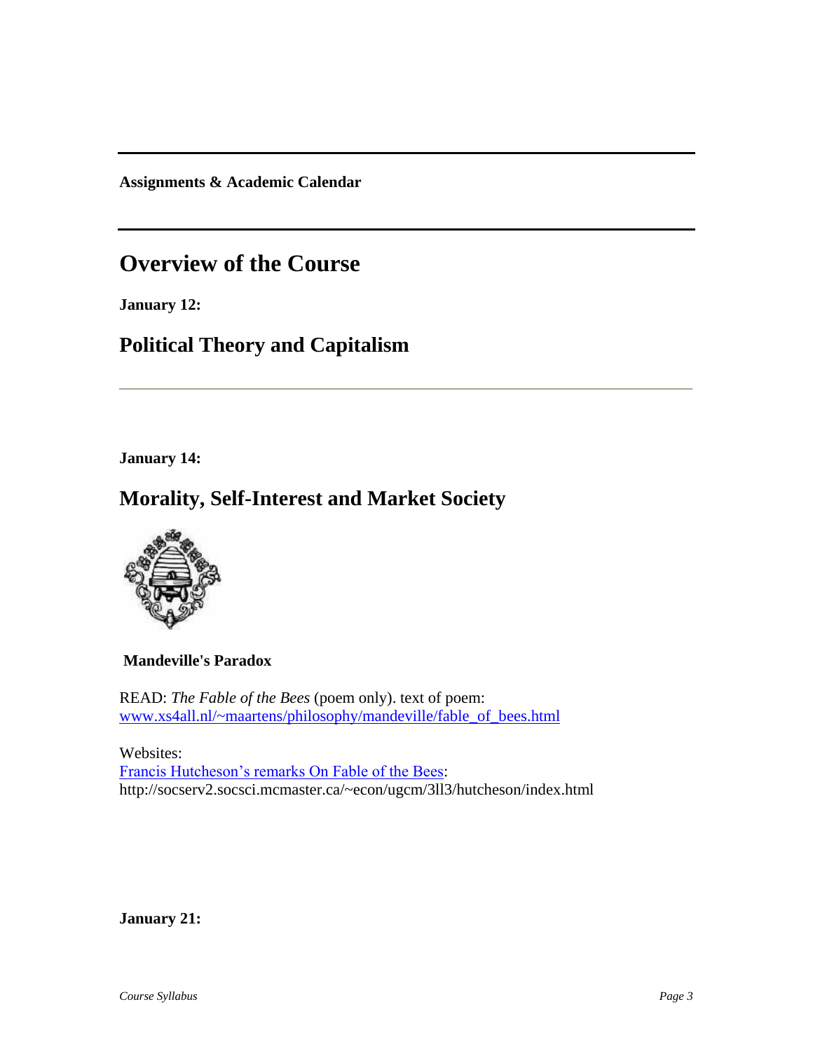**Assignments & Academic Calendar**

# Overview of the Course

**January 12:**

## Political Theory and Capitalism

---

**January 14:**

## Morality, Self-Interest and Market Society

**Mandeville's Paradox**

READ: *The Fable of the Bees* (poem only). text of poem: [www.xs4all.nl/~maartens/philosophy/mandeville/fable_of_bees.html](www.xs4all.nl/~maartens/philosophy/mandeville/fable_of_bees.html)

Websites:
[Francis Hutcheson's remarks On Fable of the Bees](http://socserv2.socsci.mcmaster.ca/~econ/ugcm/3ll3/hutcheson/index.html): http://socserv2.socsci.mcmaster.ca/~econ/ugcm/3ll3/hutcheson/index.html

**January 21:**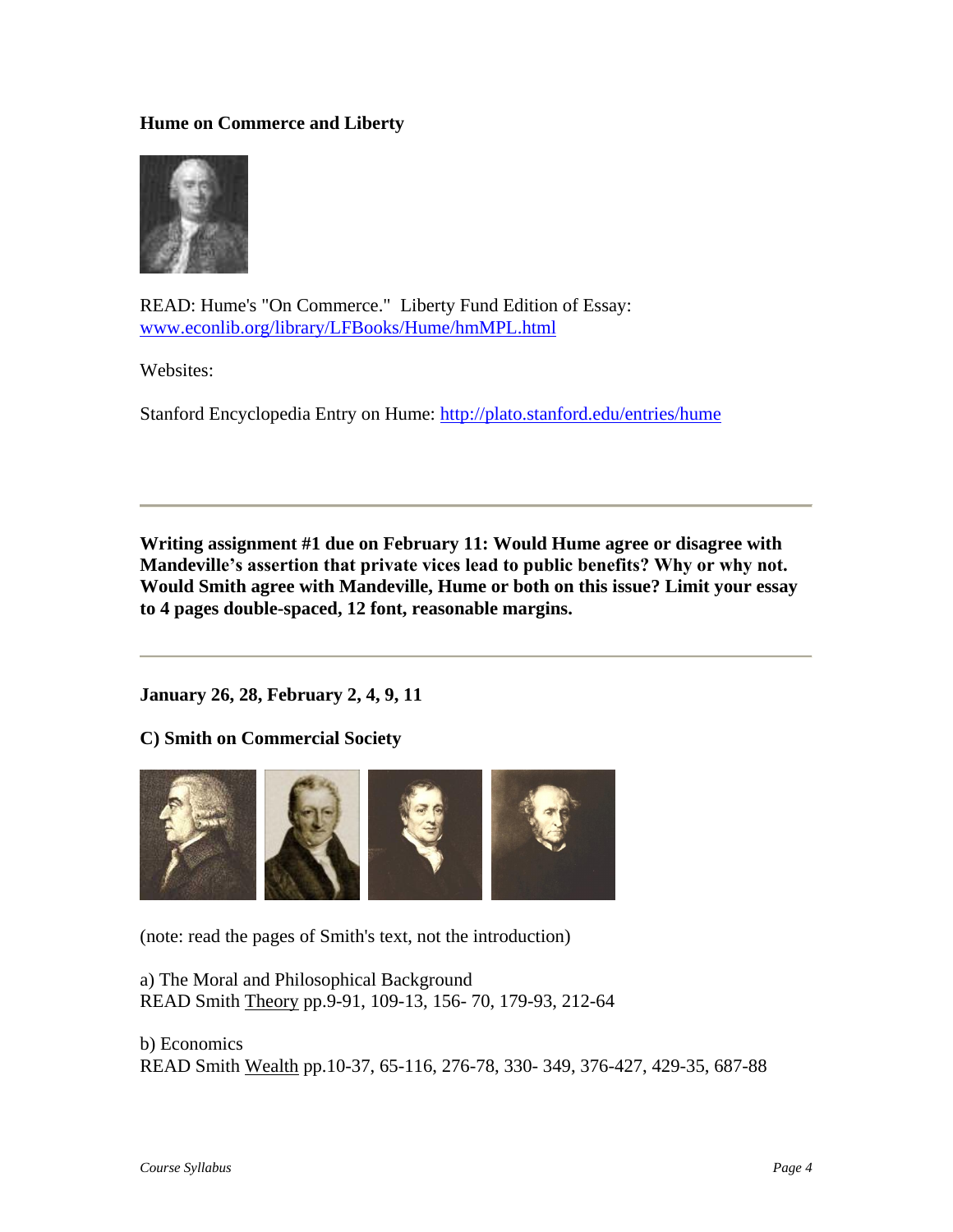**Hume on Commerce and Liberty**

READ: Hume's "On Commerce." Liberty Fund Edition of Essay: www.econlib.org/library/LFBooks/Hume/hmMPL.html

Websites:

Stanford Encyclopedia Entry on Hume: http://plato.stanford.edu/entries/hume

---

**Writing assignment #1 due on February 11: Would Hume agree or disagree with Mandeville's assertion that private vices lead to public benefits? Why or why not. Would Smith agree with Mandeville, Hume or both on this issue? Limit your essay to 4 pages double-spaced, 12 font, reasonable margins.**

---

**January 26, 28, February 2, 4, 9, 11**

**C) Smith on Commercial Society**

(note: read the pages of Smith's text, not the introduction)

a) The Moral and Philosophical Background
READ Smith Theory pp.9-91, 109-13, 156- 70, 179-93, 212-64

b) Economics
READ Smith Wealth pp.10-37, 65-116, 276-78, 330- 349, 376-427, 429-35, 687-88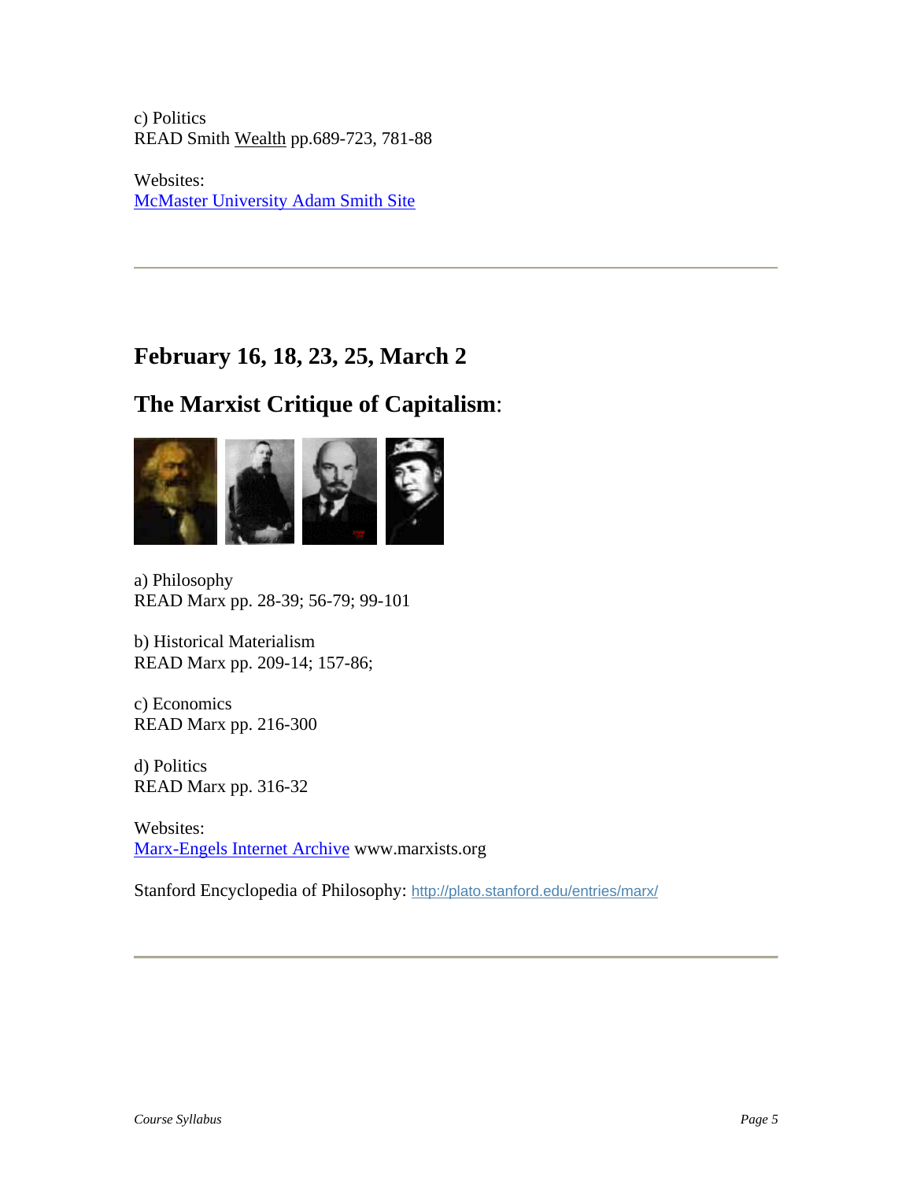c) Politics
READ Smith Wealth pp.689-723, 781-88

Websites:
McMaster University Adam Smith Site

---

## February 16, 18, 23, 25, March 2

## The Marxist Critique of Capitalism:

a) Philosophy
READ Marx pp. 28-39; 56-79; 99-101

b) Historical Materialism
READ Marx pp. 209-14; 157-86;

c) Economics
READ Marx pp. 216-300

d) Politics
READ Marx pp. 316-32

Websites:
Marx-Engels Internet Archive www.marxists.org

Stanford Encyclopedia of Philosophy: http://plato.stanford.edu/entries/marx/

---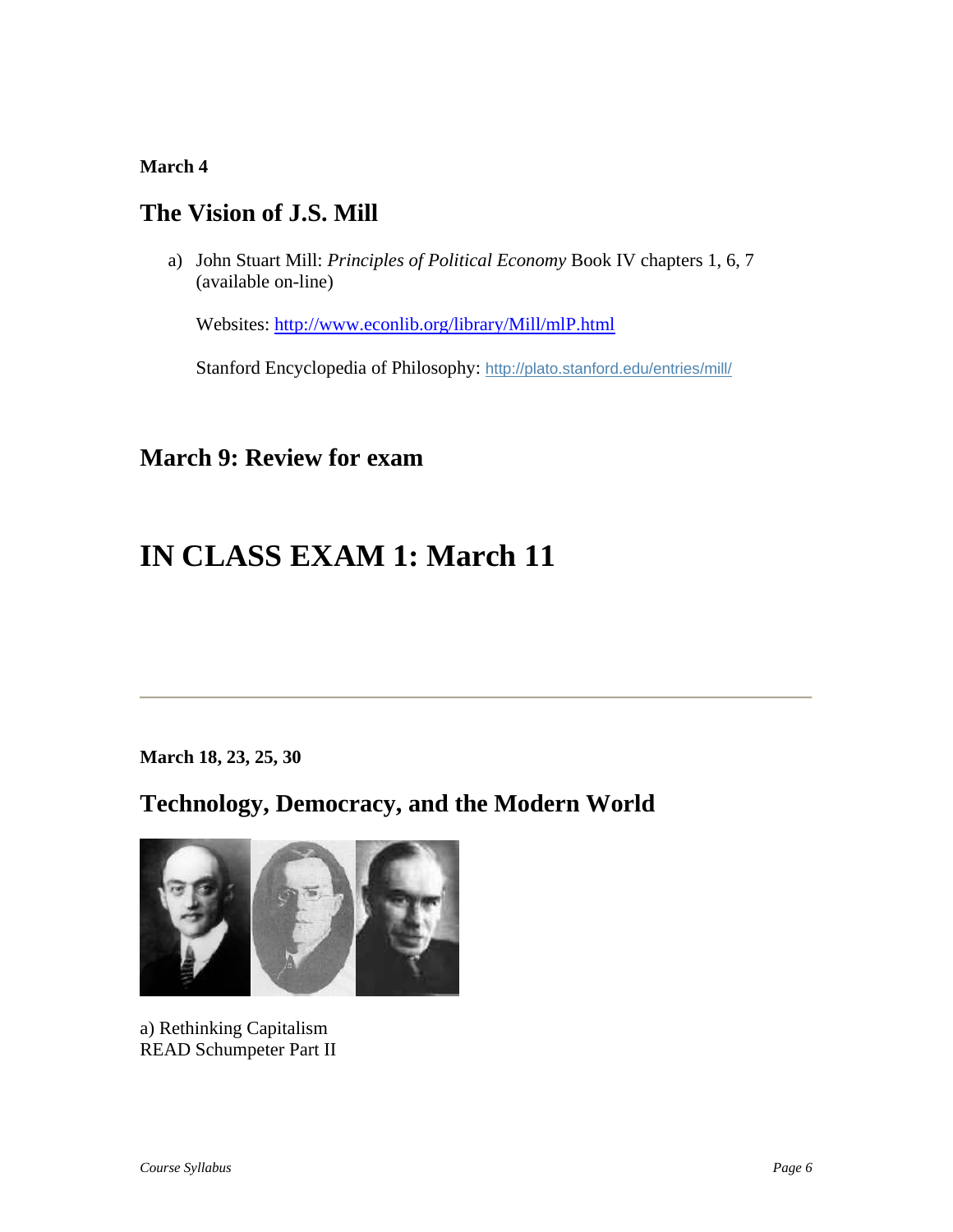**March 4**

## The Vision of J.S. Mill

a) John Stuart Mill: *Principles of Political Economy* Book IV chapters 1, 6, 7 (available on-line)

   Websites: http://www.econlib.org/library/Mill/mlP.html

   Stanford Encyclopedia of Philosophy: http://plato.stanford.edu/entries/mill/

## March 9: Review for exam

# IN CLASS EXAM 1: March 11

---

**March 18, 23, 25, 30**

## Technology, Democracy, and the Modern World

a) Rethinking Capitalism
READ Schumpeter Part II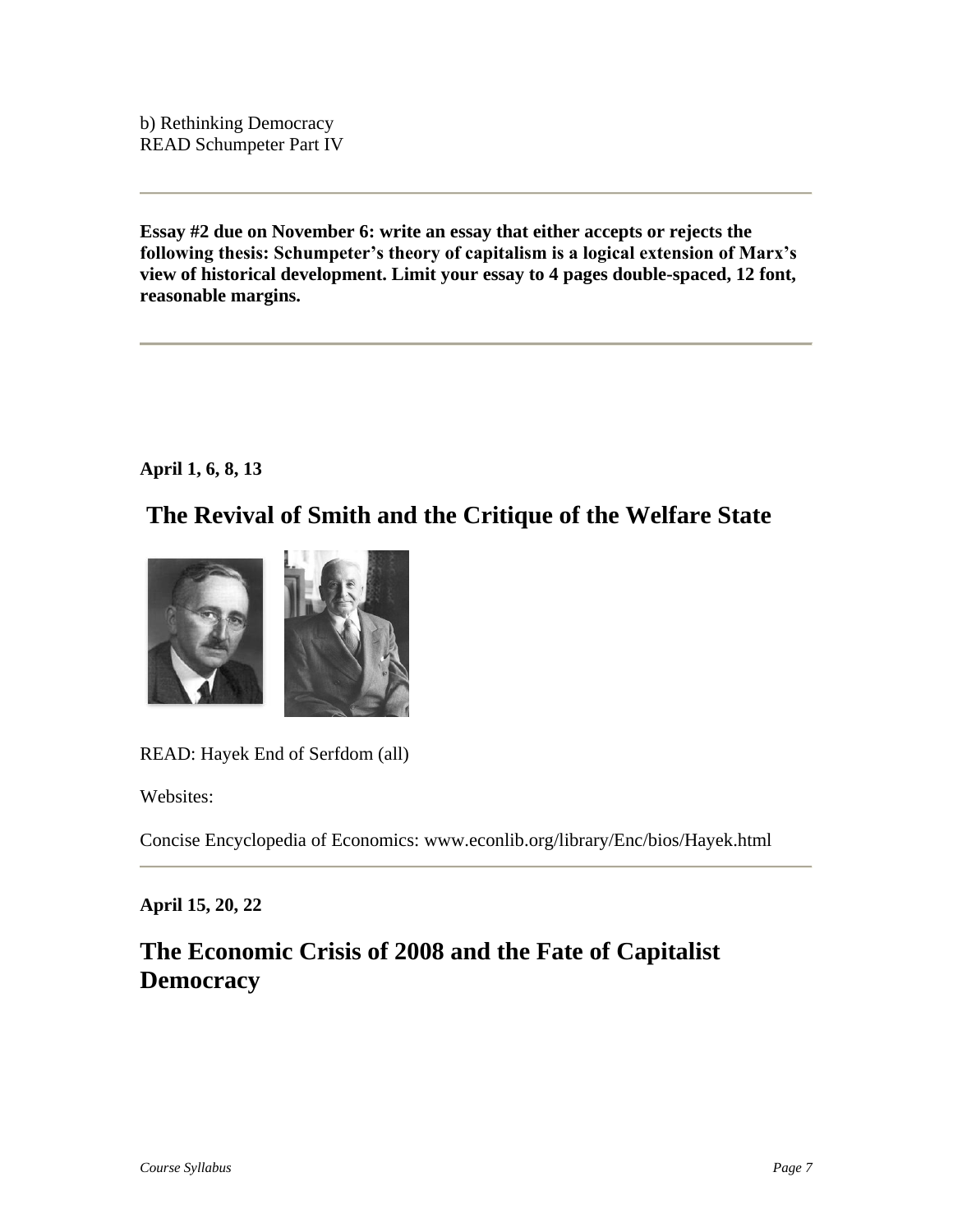b) Rethinking Democracy
READ Schumpeter Part IV

---

**Essay #2 due on November 6: write an essay that either accepts or rejects the following thesis: Schumpeter's theory of capitalism is a logical extension of Marx's view of historical development. Limit your essay to 4 pages double-spaced, 12 font, reasonable margins.**

---

**April 1, 6, 8, 13**

## The Revival of Smith and the Critique of the Welfare State

READ: Hayek End of Serfdom (all)

Websites:

Concise Encyclopedia of Economics: www.econlib.org/library/Enc/bios/Hayek.html

---

**April 15, 20, 22**

## The Economic Crisis of 2008 and the Fate of Capitalist Democracy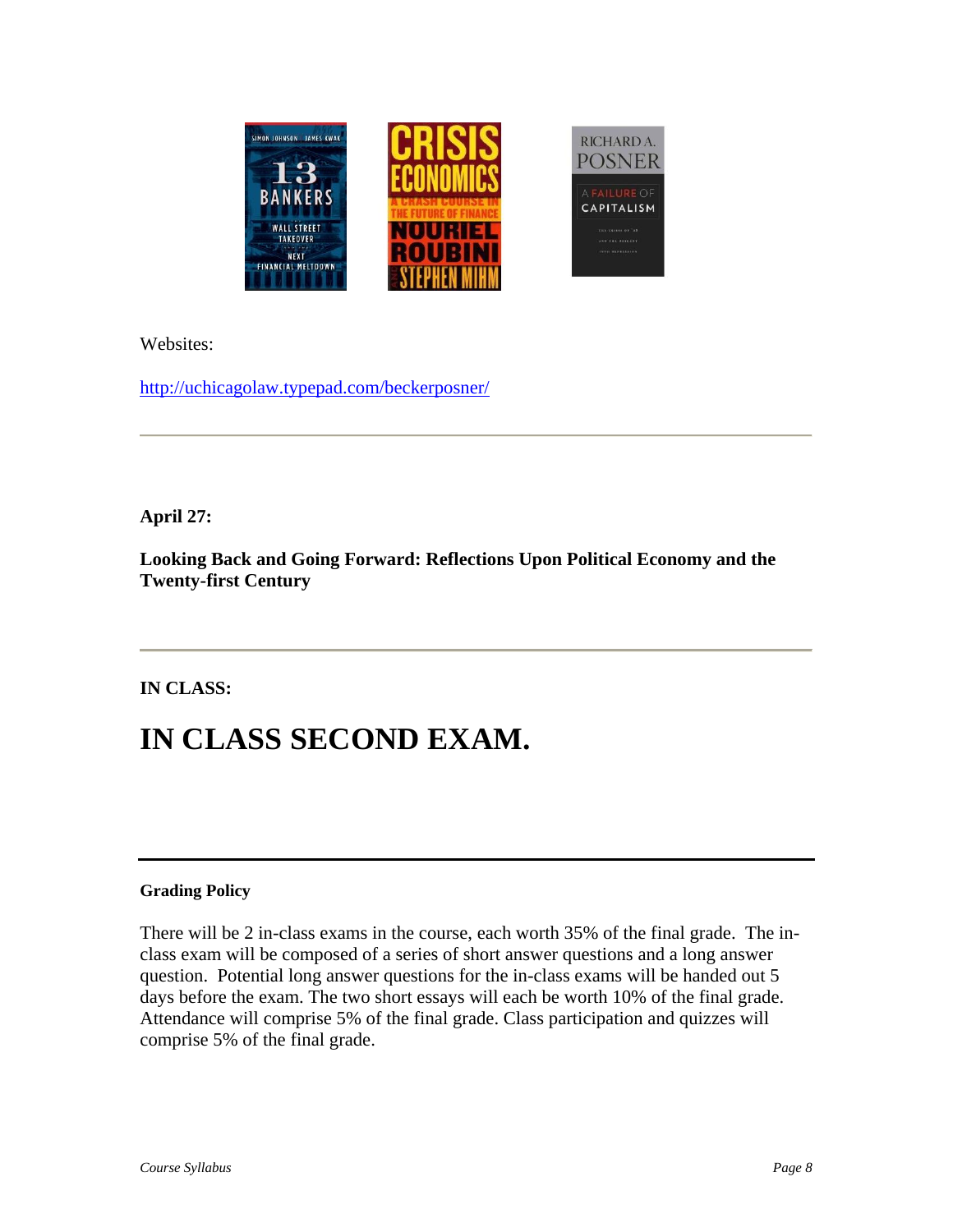Websites:

http://uchicagolaw.typepad.com/beckerposner/

---

**April 27:**

**Looking Back and Going Forward: Reflections Upon Political Economy and the Twenty-first Century**

---

**IN CLASS:**

# IN CLASS SECOND EXAM.

---

**Grading Policy**

There will be 2 in-class exams in the course, each worth 35% of the final grade. The in-class exam will be composed of a series of short answer questions and a long answer question. Potential long answer questions for the in-class exams will be handed out 5 days before the exam. The two short essays will each be worth 10% of the final grade. Attendance will comprise 5% of the final grade. Class participation and quizzes will comprise 5% of the final grade.